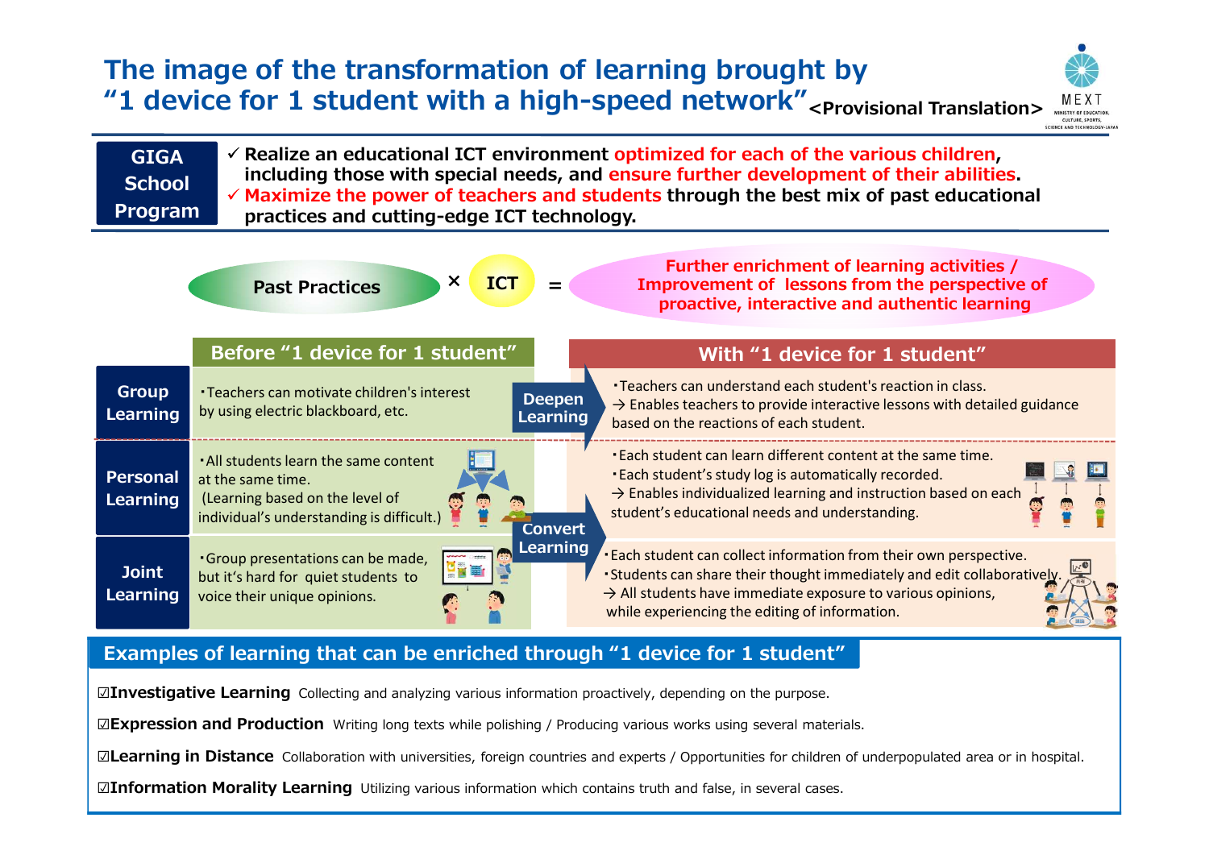# The image of the transformation of learning brought by "1 device for 1 student with a high-speed network" <Provisional Translation>

MEXT
MINISTRY OF EDUCATION, CULTURE, SPORTS, SCIENCE AND TECHNOLOGY-JAPAN

**GIGA School Program**

- ✓ **Realize an educational ICT environment optimized for each of the various children, including those with special needs, and ensure further development of their abilities.**
- ✓ **Maximize the power of teachers and students through the best mix of past educational practices and cutting-edge ICT technology.**

**Past Practices** × **ICT** = **Further enrichment of learning activities / Improvement of lessons from the perspective of proactive, interactive and authentic learning**

| | Before "1 device for 1 student" | | With "1 device for 1 student" |
|---|---|---|---|
| **Group Learning** | ・Teachers can motivate children's interest by using electric blackboard, etc. | **Deepen Learning** | ・Teachers can understand each student's reaction in class.<br>→ Enables teachers to provide interactive lessons with detailed guidance based on the reactions of each student. |
| **Personal Learning** | ・All students learn the same content at the same time.<br>(Learning based on the level of individual's understanding is difficult.) | **Convert Learning** | ・Each student can learn different content at the same time.<br>・Each student's study log is automatically recorded.<br>→ Enables individualized learning and instruction based on each student's educational needs and understanding. |
| **Joint Learning** | ・Group presentations can be made, but it's hard for quiet students to voice their unique opinions. | | ・Each student can collect information from their own perspective.<br>・Students can share their thought immediately and edit collaboratively.<br>→ All students have immediate exposure to various opinions, while experiencing the editing of information. |

## Examples of learning that can be enriched through "1 device for 1 student"

☑**Investigative Learning** Collecting and analyzing various information proactively, depending on the purpose.

☑**Expression and Production** Writing long texts while polishing / Producing various works using several materials.

☑**Learning in Distance** Collaboration with universities, foreign countries and experts / Opportunities for children of underpopulated area or in hospital.

☑**Information Morality Learning** Utilizing various information which contains truth and false, in several cases.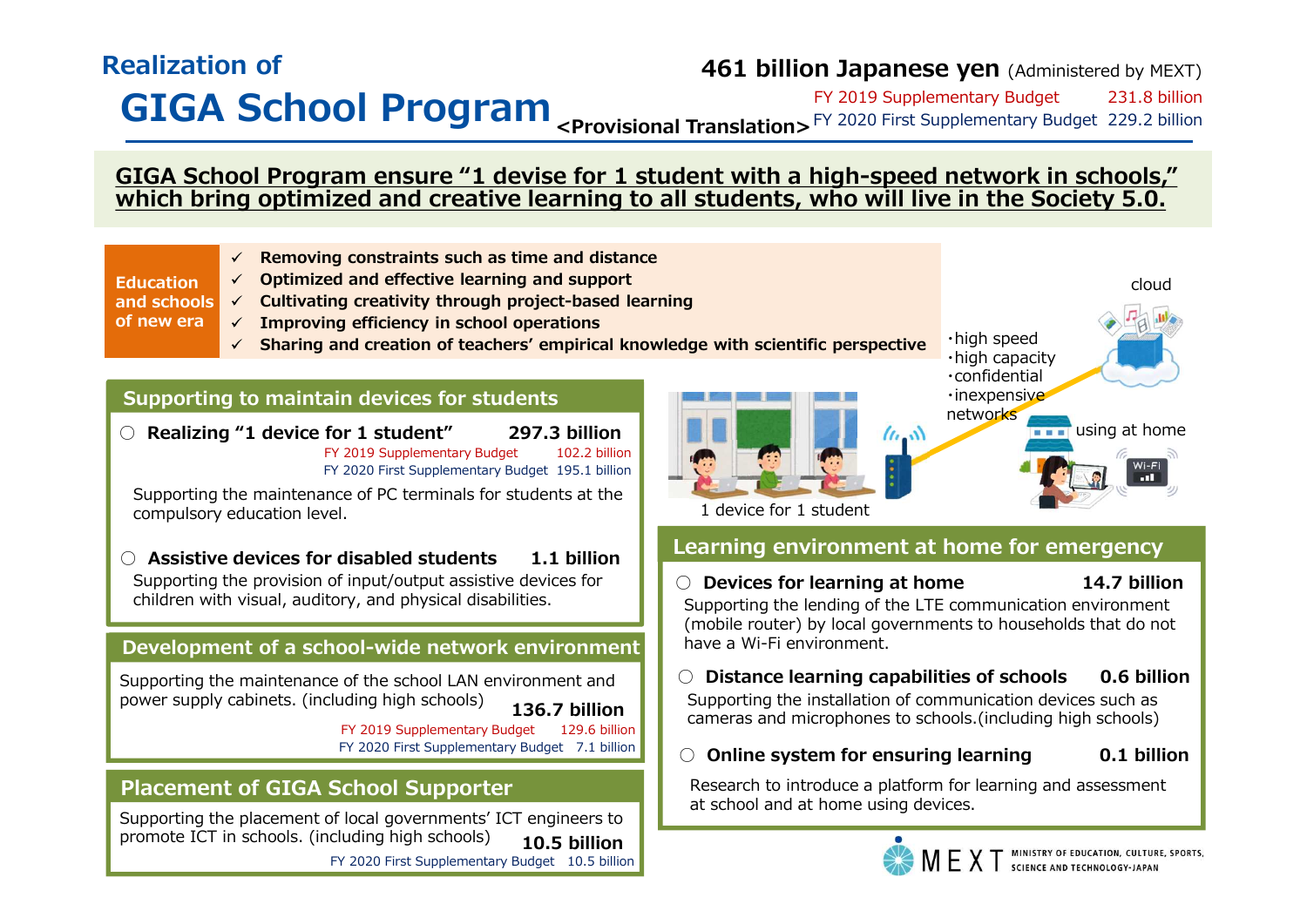# Realization of GIGA School Program

<Provisional Translation>

**461 billion Japanese yen** (Administered by MEXT)

FY 2019 Supplementary Budget 231.8 billion
FY 2020 First Supplementary Budget 229.2 billion

**GIGA School Program ensure "1 devise for 1 student with a high-speed network in schools," which bring optimized and creative learning to all students, who will live in the Society 5.0.**

**Education and schools of new era**

- ✓ **Removing constraints such as time and distance**
- ✓ **Optimized and effective learning and support**
- ✓ **Cultivating creativity through project-based learning**
- ✓ **Improving efficiency in school operations**
- ✓ **Sharing and creation of teachers' empirical knowledge with scientific perspective**

## Supporting to maintain devices for students

○ **Realizing "1 device for 1 student"** **297.3 billion**

FY 2019 Supplementary Budget 102.2 billion
FY 2020 First Supplementary Budget 195.1 billion

Supporting the maintenance of PC terminals for students at the compulsory education level.

○ **Assistive devices for disabled students** **1.1 billion**

Supporting the provision of input/output assistive devices for children with visual, auditory, and physical disabilities.

## Development of a school-wide network environment

Supporting the maintenance of the school LAN environment and power supply cabinets. (including high schools) **136.7 billion**

FY 2019 Supplementary Budget 129.6 billion
FY 2020 First Supplementary Budget 7.1 billion

## Placement of GIGA School Supporter

Supporting the placement of local governments' ICT engineers to promote ICT in schools. (including high schools) **10.5 billion**

FY 2020 First Supplementary Budget 10.5 billion

cloud

・high speed
・high capacity
・confidential
・inexpensive networks

using at home

1 device for 1 student

## Learning environment at home for emergency

○ **Devices for learning at home** **14.7 billion**

Supporting the lending of the LTE communication environment (mobile router) by local governments to households that do not have a Wi-Fi environment.

○ **Distance learning capabilities of schools** **0.6 billion**

Supporting the installation of communication devices such as cameras and microphones to schools.(including high schools)

○ **Online system for ensuring learning** **0.1 billion**

Research to introduce a platform for learning and assessment at school and at home using devices.

MEXT MINISTRY OF EDUCATION, CULTURE, SPORTS, SCIENCE AND TECHNOLOGY-JAPAN